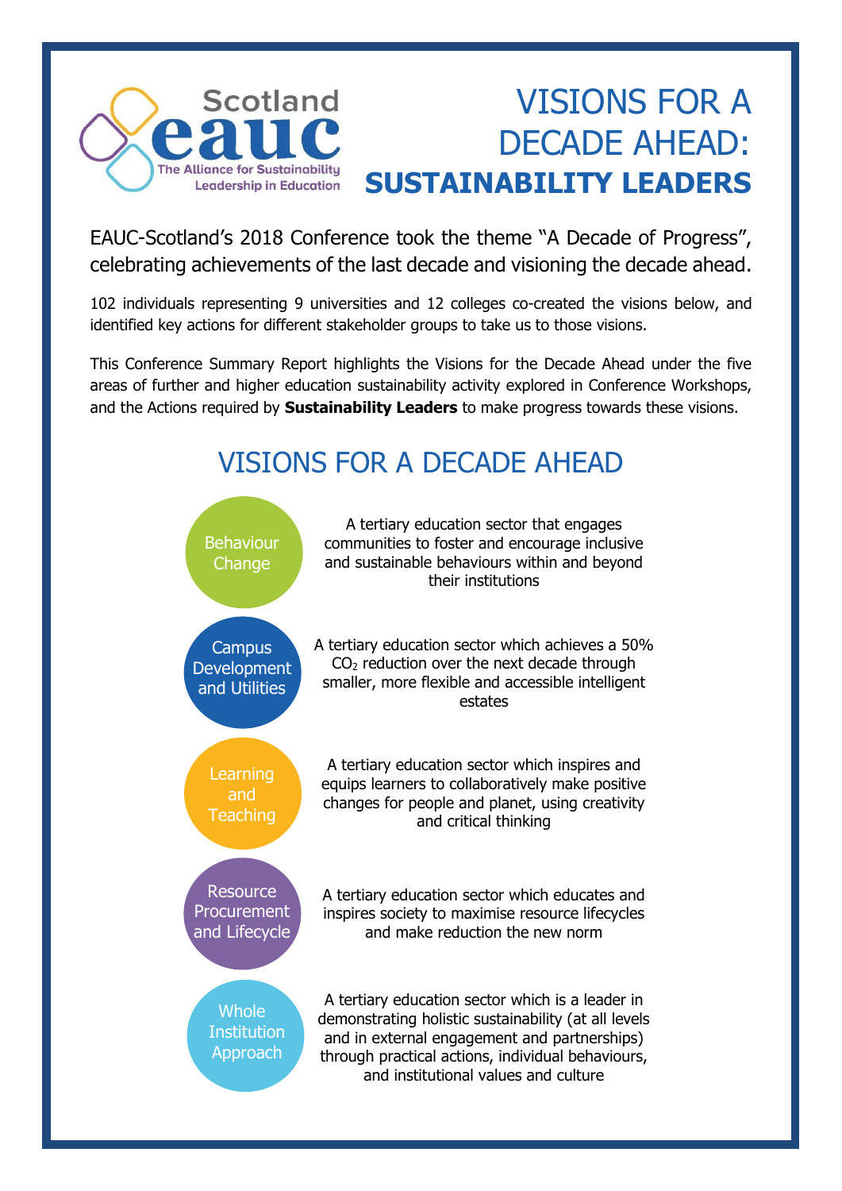Scotland eauc

The Alliance for Sustainability Leadership in Education

# VISIONS FOR A DECADE AHEAD: **SUSTAINABILITY LEADERS**

EAUC-Scotland's 2018 Conference took the theme "A Decade of Progress", celebrating achievements of the last decade and visioning the decade ahead.

102 individuals representing 9 universities and 12 colleges co-created the visions below, and identified key actions for different stakeholder groups to take us to those visions.

This Conference Summary Report highlights the Visions for the Decade Ahead under the five areas of further and higher education sustainability activity explored in Conference Workshops, and the Actions required by **Sustainability Leaders** to make progress towards these visions.

## VISIONS FOR A DECADE AHEAD

**Behaviour Change**

A tertiary education sector that engages communities to foster and encourage inclusive and sustainable behaviours within and beyond their institutions

**Campus Development and Utilities**

A tertiary education sector which achieves a 50% $CO_2$ reduction over the next decade through smaller, more flexible and accessible intelligent estates

**Learning and Teaching**

A tertiary education sector which inspires and equips learners to collaboratively make positive changes for people and planet, using creativity and critical thinking

**Resource Procurement and Lifecycle**

A tertiary education sector which educates and inspires society to maximise resource lifecycles and make reduction the new norm

**Whole Institution Approach**

A tertiary education sector which is a leader in demonstrating holistic sustainability (at all levels and in external engagement and partnerships) through practical actions, individual behaviours, and institutional values and culture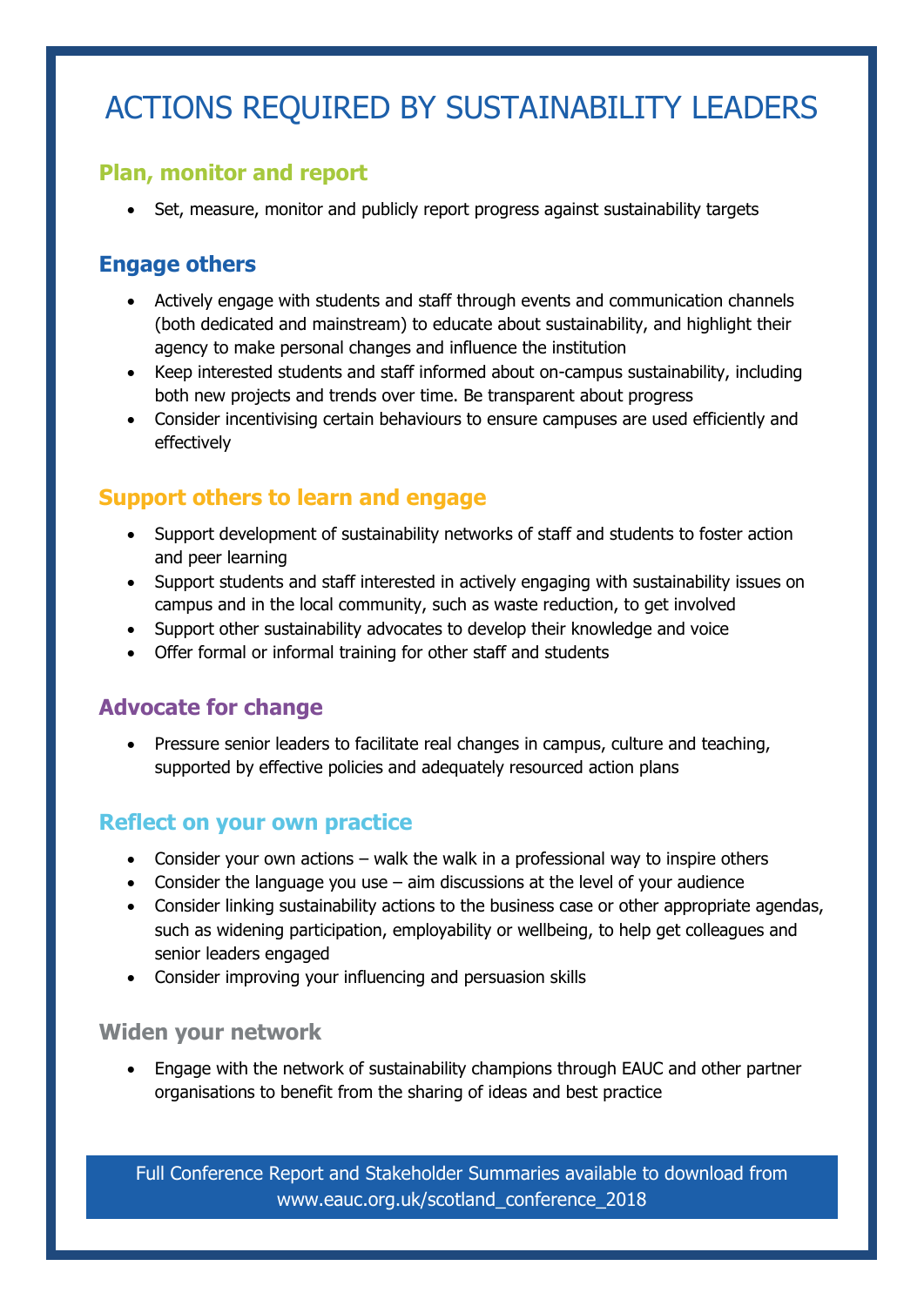# ACTIONS REQUIRED BY SUSTAINABILITY LEADERS

## Plan, monitor and report

- Set, measure, monitor and publicly report progress against sustainability targets

## Engage others

- Actively engage with students and staff through events and communication channels (both dedicated and mainstream) to educate about sustainability, and highlight their agency to make personal changes and influence the institution
- Keep interested students and staff informed about on-campus sustainability, including both new projects and trends over time. Be transparent about progress
- Consider incentivising certain behaviours to ensure campuses are used efficiently and effectively

## Support others to learn and engage

- Support development of sustainability networks of staff and students to foster action and peer learning
- Support students and staff interested in actively engaging with sustainability issues on campus and in the local community, such as waste reduction, to get involved
- Support other sustainability advocates to develop their knowledge and voice
- Offer formal or informal training for other staff and students

## Advocate for change

- Pressure senior leaders to facilitate real changes in campus, culture and teaching, supported by effective policies and adequately resourced action plans

## Reflect on your own practice

- Consider your own actions – walk the walk in a professional way to inspire others
- Consider the language you use – aim discussions at the level of your audience
- Consider linking sustainability actions to the business case or other appropriate agendas, such as widening participation, employability or wellbeing, to help get colleagues and senior leaders engaged
- Consider improving your influencing and persuasion skills

## Widen your network

- Engage with the network of sustainability champions through EAUC and other partner organisations to benefit from the sharing of ideas and best practice

Full Conference Report and Stakeholder Summaries available to download from www.eauc.org.uk/scotland_conference_2018